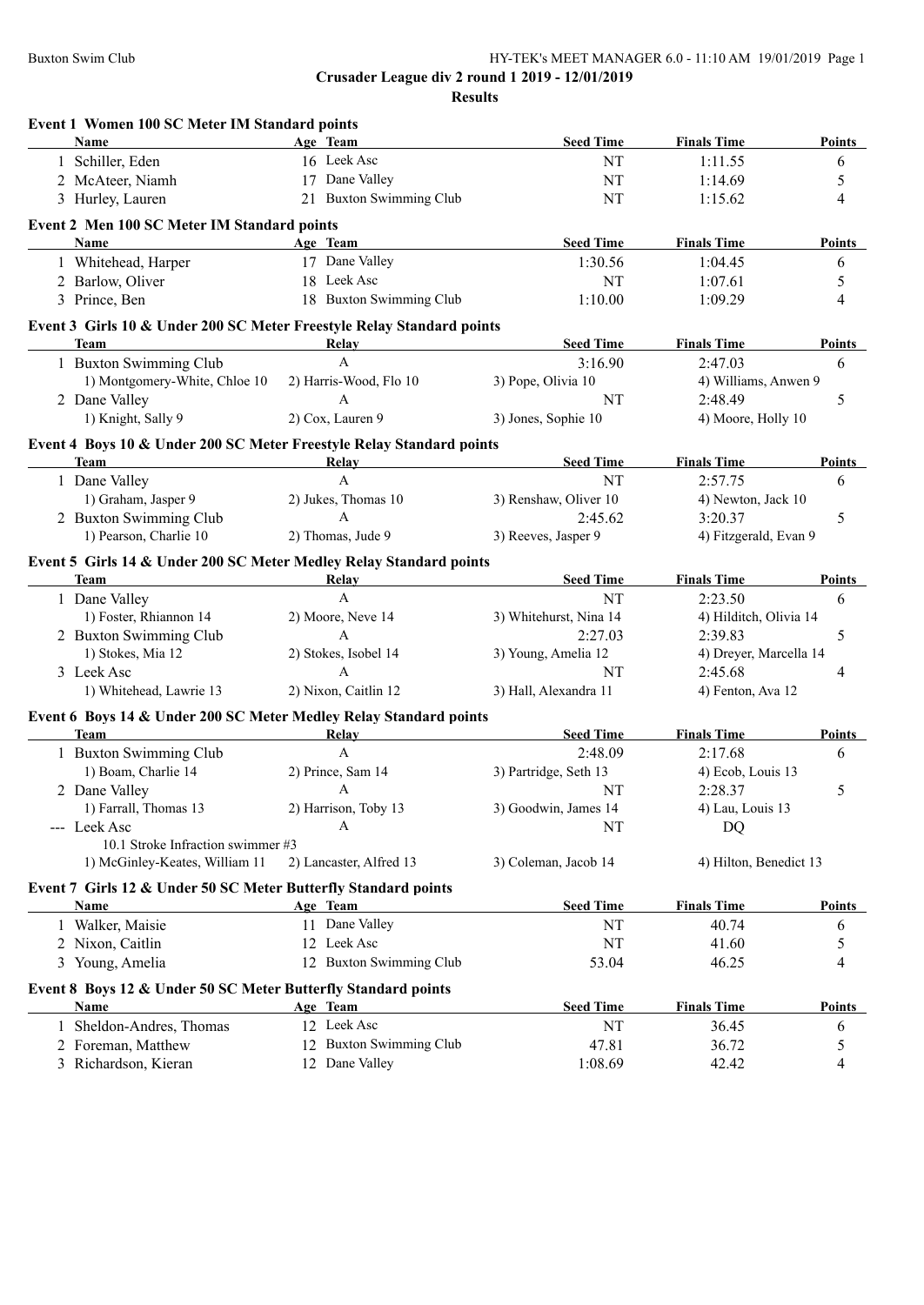Buxton Swim Club

**Crusader League div 2 round 1 2019 - 12/01/2019**

**Results**

### Event 1 Women 100 SC Meter IM Standard points

| | Name | Age | Team | Seed Time | Finals Time | Points |
|---|---|---|---|---|---|---|
| 1 | Schiller, Eden | 16 | Leek Asc | NT | 1:11.55 | 6 |
| 2 | McAteer, Niamh | 17 | Dane Valley | NT | 1:14.69 | 5 |
| 3 | Hurley, Lauren | 21 | Buxton Swimming Club | NT | 1:15.62 | 4 |

### Event 2 Men 100 SC Meter IM Standard points

| | Name | Age | Team | Seed Time | Finals Time | Points |
|---|---|---|---|---|---|---|
| 1 | Whitehead, Harper | 17 | Dane Valley | 1:30.56 | 1:04.45 | 6 |
| 2 | Barlow, Oliver | 18 | Leek Asc | NT | 1:07.61 | 5 |
| 3 | Prince, Ben | 18 | Buxton Swimming Club | 1:10.00 | 1:09.29 | 4 |

### Event 3 Girls 10 & Under 200 SC Meter Freestyle Relay Standard points

| | Team | Relay | Seed Time | Finals Time | Points |
|---|---|---|---|---|---|
| 1 | Buxton Swimming Club | A | 3:16.90 | 2:47.03 | 6 |
| | 1) Montgomery-White, Chloe 10 | 2) Harris-Wood, Flo 10 | 3) Pope, Olivia 10 | 4) Williams, Anwen 9 | |
| 2 | Dane Valley | A | NT | 2:48.49 | 5 |
| | 1) Knight, Sally 9 | 2) Cox, Lauren 9 | 3) Jones, Sophie 10 | 4) Moore, Holly 10 | |

### Event 4 Boys 10 & Under 200 SC Meter Freestyle Relay Standard points

| | Team | Relay | Seed Time | Finals Time | Points |
|---|---|---|---|---|---|
| 1 | Dane Valley | A | NT | 2:57.75 | 6 |
| | 1) Graham, Jasper 9 | 2) Jukes, Thomas 10 | 3) Renshaw, Oliver 10 | 4) Newton, Jack 10 | |
| 2 | Buxton Swimming Club | A | 2:45.62 | 3:20.37 | 5 |
| | 1) Pearson, Charlie 10 | 2) Thomas, Jude 9 | 3) Reeves, Jasper 9 | 4) Fitzgerald, Evan 9 | |

### Event 5 Girls 14 & Under 200 SC Meter Medley Relay Standard points

| | Team | Relay | Seed Time | Finals Time | Points |
|---|---|---|---|---|---|
| 1 | Dane Valley | A | NT | 2:23.50 | 6 |
| | 1) Foster, Rhiannon 14 | 2) Moore, Neve 14 | 3) Whitehurst, Nina 14 | 4) Hilditch, Olivia 14 | |
| 2 | Buxton Swimming Club | A | 2:27.03 | 2:39.83 | 5 |
| | 1) Stokes, Mia 12 | 2) Stokes, Isobel 14 | 3) Young, Amelia 12 | 4) Dreyer, Marcella 14 | |
| 3 | Leek Asc | A | NT | 2:45.68 | 4 |
| | 1) Whitehead, Lawrie 13 | 2) Nixon, Caitlin 12 | 3) Hall, Alexandra 11 | 4) Fenton, Ava 12 | |

### Event 6 Boys 14 & Under 200 SC Meter Medley Relay Standard points

| | Team | Relay | Seed Time | Finals Time | Points |
|---|---|---|---|---|---|
| 1 | Buxton Swimming Club | A | 2:48.09 | 2:17.68 | 6 |
| | 1) Boam, Charlie 14 | 2) Prince, Sam 14 | 3) Partridge, Seth 13 | 4) Ecob, Louis 13 | |
| 2 | Dane Valley | A | NT | 2:28.37 | 5 |
| | 1) Farrall, Thomas 13 | 2) Harrison, Toby 13 | 3) Goodwin, James 14 | 4) Lau, Louis 13 | |
| --- | Leek Asc | A | NT | DQ | |
| | 10.1 Stroke Infraction swimmer #3 | | | | |
| | 1) McGinley-Keates, William 11 | 2) Lancaster, Alfred 13 | 3) Coleman, Jacob 14 | 4) Hilton, Benedict 13 | |

### Event 7 Girls 12 & Under 50 SC Meter Butterfly Standard points

| | Name | Age | Team | Seed Time | Finals Time | Points |
|---|---|---|---|---|---|---|
| 1 | Walker, Maisie | 11 | Dane Valley | NT | 40.74 | 6 |
| 2 | Nixon, Caitlin | 12 | Leek Asc | NT | 41.60 | 5 |
| 3 | Young, Amelia | 12 | Buxton Swimming Club | 53.04 | 46.25 | 4 |

### Event 8 Boys 12 & Under 50 SC Meter Butterfly Standard points

| | Name | Age | Team | Seed Time | Finals Time | Points |
|---|---|---|---|---|---|---|
| 1 | Sheldon-Andres, Thomas | 12 | Leek Asc | NT | 36.45 | 6 |
| 2 | Foreman, Matthew | 12 | Buxton Swimming Club | 47.81 | 36.72 | 5 |
| 3 | Richardson, Kieran | 12 | Dane Valley | 1:08.69 | 42.42 | 4 |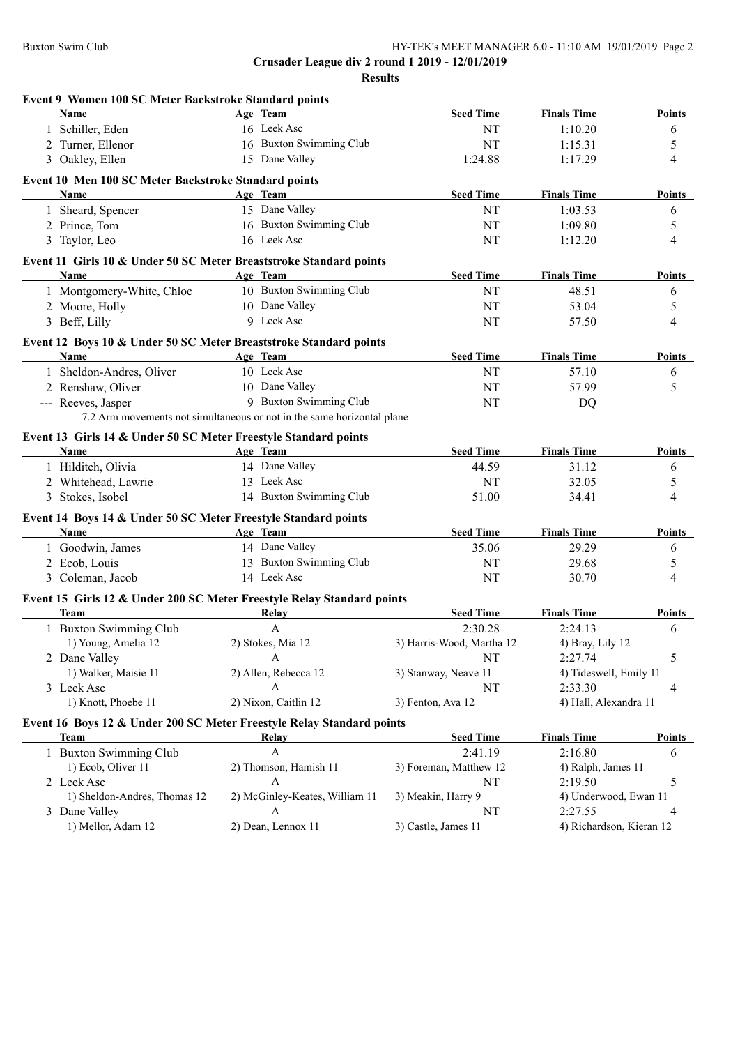**Crusader League div 2 round 1 2019 - 12/01/2019**

**Results**

### Event 9 Women 100 SC Meter Backstroke Standard points

| | Name | Age | Team | Seed Time | Finals Time | Points |
|---|---|---|---|---|---|---|
| 1 | Schiller, Eden | 16 | Leek Asc | NT | 1:10.20 | 6 |
| 2 | Turner, Ellenor | 16 | Buxton Swimming Club | NT | 1:15.31 | 5 |
| 3 | Oakley, Ellen | 15 | Dane Valley | 1:24.88 | 1:17.29 | 4 |

### Event 10 Men 100 SC Meter Backstroke Standard points

| | Name | Age | Team | Seed Time | Finals Time | Points |
|---|---|---|---|---|---|---|
| 1 | Sheard, Spencer | 15 | Dane Valley | NT | 1:03.53 | 6 |
| 2 | Prince, Tom | 16 | Buxton Swimming Club | NT | 1:09.80 | 5 |
| 3 | Taylor, Leo | 16 | Leek Asc | NT | 1:12.20 | 4 |

### Event 11 Girls 10 & Under 50 SC Meter Breaststroke Standard points

| | Name | Age | Team | Seed Time | Finals Time | Points |
|---|---|---|---|---|---|---|
| 1 | Montgomery-White, Chloe | 10 | Buxton Swimming Club | NT | 48.51 | 6 |
| 2 | Moore, Holly | 10 | Dane Valley | NT | 53.04 | 5 |
| 3 | Beff, Lilly | 9 | Leek Asc | NT | 57.50 | 4 |

### Event 12 Boys 10 & Under 50 SC Meter Breaststroke Standard points

| | Name | Age | Team | Seed Time | Finals Time | Points |
|---|---|---|---|---|---|---|
| 1 | Sheldon-Andres, Oliver | 10 | Leek Asc | NT | 57.10 | 6 |
| 2 | Renshaw, Oliver | 10 | Dane Valley | NT | 57.99 | 5 |
| --- | Reeves, Jasper | 9 | Buxton Swimming Club | NT | DQ | |

7.2 Arm movements not simultaneous or not in the same horizontal plane

### Event 13 Girls 14 & Under 50 SC Meter Freestyle Standard points

| | Name | Age | Team | Seed Time | Finals Time | Points |
|---|---|---|---|---|---|---|
| 1 | Hilditch, Olivia | 14 | Dane Valley | 44.59 | 31.12 | 6 |
| 2 | Whitehead, Lawrie | 13 | Leek Asc | NT | 32.05 | 5 |
| 3 | Stokes, Isobel | 14 | Buxton Swimming Club | 51.00 | 34.41 | 4 |

### Event 14 Boys 14 & Under 50 SC Meter Freestyle Standard points

| | Name | Age | Team | Seed Time | Finals Time | Points |
|---|---|---|---|---|---|---|
| 1 | Goodwin, James | 14 | Dane Valley | 35.06 | 29.29 | 6 |
| 2 | Ecob, Louis | 13 | Buxton Swimming Club | NT | 29.68 | 5 |
| 3 | Coleman, Jacob | 14 | Leek Asc | NT | 30.70 | 4 |

### Event 15 Girls 12 & Under 200 SC Meter Freestyle Relay Standard points

| | Team | Relay | Seed Time | Finals Time | Points |
|---|---|---|---|---|---|
| 1 | Buxton Swimming Club | A | 2:30.28 | 2:24.13 | 6 |
| | 1) Young, Amelia 12 | 2) Stokes, Mia 12 | 3) Harris-Wood, Martha 12 | 4) Bray, Lily 12 | |
| 2 | Dane Valley | A | NT | 2:27.74 | 5 |
| | 1) Walker, Maisie 11 | 2) Allen, Rebecca 12 | 3) Stanway, Neave 11 | 4) Tideswell, Emily 11 | |
| 3 | Leek Asc | A | NT | 2:33.30 | 4 |
| | 1) Knott, Phoebe 11 | 2) Nixon, Caitlin 12 | 3) Fenton, Ava 12 | 4) Hall, Alexandra 11 | |

### Event 16 Boys 12 & Under 200 SC Meter Freestyle Relay Standard points

| | Team | Relay | Seed Time | Finals Time | Points |
|---|---|---|---|---|---|
| 1 | Buxton Swimming Club | A | 2:41.19 | 2:16.80 | 6 |
| | 1) Ecob, Oliver 11 | 2) Thomson, Hamish 11 | 3) Foreman, Matthew 12 | 4) Ralph, James 11 | |
| 2 | Leek Asc | A | NT | 2:19.50 | 5 |
| | 1) Sheldon-Andres, Thomas 12 | 2) McGinley-Keates, William 11 | 3) Meakin, Harry 9 | 4) Underwood, Ewan 11 | |
| 3 | Dane Valley | A | NT | 2:27.55 | 4 |
| | 1) Mellor, Adam 12 | 2) Dean, Lennox 11 | 3) Castle, James 11 | 4) Richardson, Kieran 12 | |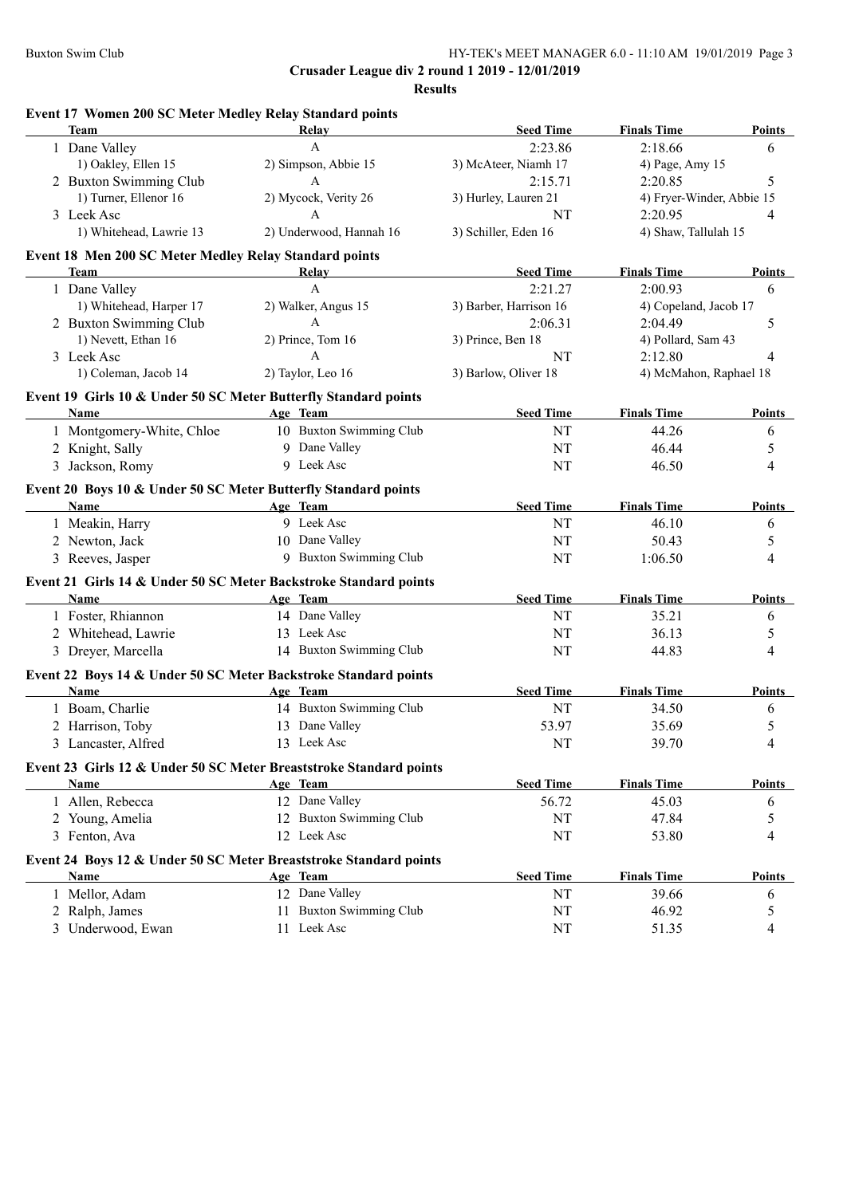**Crusader League div 2 round 1 2019 - 12/01/2019**

**Results**

### Event 17 Women 200 SC Meter Medley Relay Standard points

| Team | Relay | Seed Time | Finals Time | Points |
|---|---|---|---|---|
| 1 Dane Valley | A | 2:23.86 | 2:18.66 | 6 |
| 1) Oakley, Ellen 15 | 2) Simpson, Abbie 15 | 3) McAteer, Niamh 17 | 4) Page, Amy 15 | |
| 2 Buxton Swimming Club | A | 2:15.71 | 2:20.85 | 5 |
| 1) Turner, Ellenor 16 | 2) Mycock, Verity 26 | 3) Hurley, Lauren 21 | 4) Fryer-Winder, Abbie 15 | |
| 3 Leek Asc | A | NT | 2:20.95 | 4 |
| 1) Whitehead, Lawrie 13 | 2) Underwood, Hannah 16 | 3) Schiller, Eden 16 | 4) Shaw, Tallulah 15 | |

### Event 18 Men 200 SC Meter Medley Relay Standard points

| Team | Relay | Seed Time | Finals Time | Points |
|---|---|---|---|---|
| 1 Dane Valley | A | 2:21.27 | 2:00.93 | 6 |
| 1) Whitehead, Harper 17 | 2) Walker, Angus 15 | 3) Barber, Harrison 16 | 4) Copeland, Jacob 17 | |
| 2 Buxton Swimming Club | A | 2:06.31 | 2:04.49 | 5 |
| 1) Nevett, Ethan 16 | 2) Prince, Tom 16 | 3) Prince, Ben 18 | 4) Pollard, Sam 43 | |
| 3 Leek Asc | A | NT | 2:12.80 | 4 |
| 1) Coleman, Jacob 14 | 2) Taylor, Leo 16 | 3) Barlow, Oliver 18 | 4) McMahon, Raphael 18 | |

### Event 19 Girls 10 & Under 50 SC Meter Butterfly Standard points

| Name | Age | Team | Seed Time | Finals Time | Points |
|---|---|---|---|---|---|
| 1 Montgomery-White, Chloe | 10 | Buxton Swimming Club | NT | 44.26 | 6 |
| 2 Knight, Sally | 9 | Dane Valley | NT | 46.44 | 5 |
| 3 Jackson, Romy | 9 | Leek Asc | NT | 46.50 | 4 |

### Event 20 Boys 10 & Under 50 SC Meter Butterfly Standard points

| Name | Age | Team | Seed Time | Finals Time | Points |
|---|---|---|---|---|---|
| 1 Meakin, Harry | 9 | Leek Asc | NT | 46.10 | 6 |
| 2 Newton, Jack | 10 | Dane Valley | NT | 50.43 | 5 |
| 3 Reeves, Jasper | 9 | Buxton Swimming Club | NT | 1:06.50 | 4 |

### Event 21 Girls 14 & Under 50 SC Meter Backstroke Standard points

| Name | Age | Team | Seed Time | Finals Time | Points |
|---|---|---|---|---|---|
| 1 Foster, Rhiannon | 14 | Dane Valley | NT | 35.21 | 6 |
| 2 Whitehead, Lawrie | 13 | Leek Asc | NT | 36.13 | 5 |
| 3 Dreyer, Marcella | 14 | Buxton Swimming Club | NT | 44.83 | 4 |

### Event 22 Boys 14 & Under 50 SC Meter Backstroke Standard points

| Name | Age | Team | Seed Time | Finals Time | Points |
|---|---|---|---|---|---|
| 1 Boam, Charlie | 14 | Buxton Swimming Club | NT | 34.50 | 6 |
| 2 Harrison, Toby | 13 | Dane Valley | 53.97 | 35.69 | 5 |
| 3 Lancaster, Alfred | 13 | Leek Asc | NT | 39.70 | 4 |

### Event 23 Girls 12 & Under 50 SC Meter Breaststroke Standard points

| Name | Age | Team | Seed Time | Finals Time | Points |
|---|---|---|---|---|---|
| 1 Allen, Rebecca | 12 | Dane Valley | 56.72 | 45.03 | 6 |
| 2 Young, Amelia | 12 | Buxton Swimming Club | NT | 47.84 | 5 |
| 3 Fenton, Ava | 12 | Leek Asc | NT | 53.80 | 4 |

### Event 24 Boys 12 & Under 50 SC Meter Breaststroke Standard points

| Name | Age | Team | Seed Time | Finals Time | Points |
|---|---|---|---|---|---|
| 1 Mellor, Adam | 12 | Dane Valley | NT | 39.66 | 6 |
| 2 Ralph, James | 11 | Buxton Swimming Club | NT | 46.92 | 5 |
| 3 Underwood, Ewan | 11 | Leek Asc | NT | 51.35 | 4 |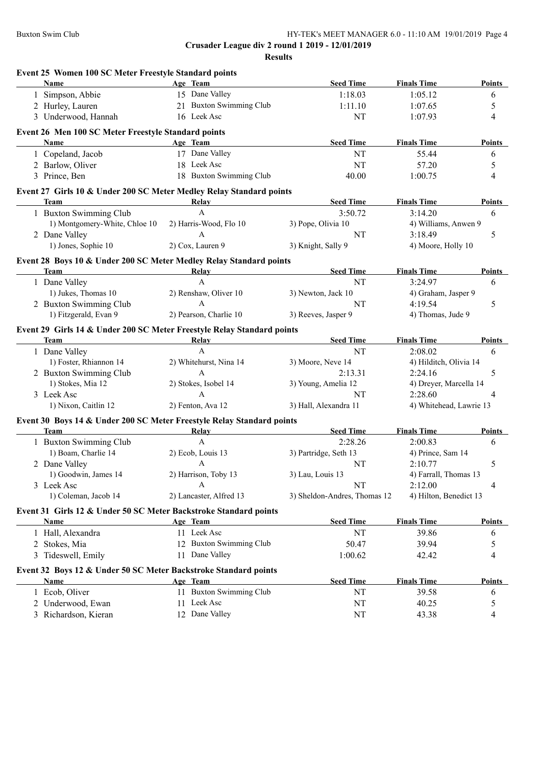**Crusader League div 2 round 1 2019 - 12/01/2019**

**Results**

### Event 25 Women 100 SC Meter Freestyle Standard points

| | Name | Age | Team | Seed Time | Finals Time | Points |
|---|---|---|---|---|---|---|
| 1 | Simpson, Abbie | 15 | Dane Valley | 1:18.03 | 1:05.12 | 6 |
| 2 | Hurley, Lauren | 21 | Buxton Swimming Club | 1:11.10 | 1:07.65 | 5 |
| 3 | Underwood, Hannah | 16 | Leek Asc | NT | 1:07.93 | 4 |

### Event 26 Men 100 SC Meter Freestyle Standard points

| | Name | Age | Team | Seed Time | Finals Time | Points |
|---|---|---|---|---|---|---|
| 1 | Copeland, Jacob | 17 | Dane Valley | NT | 55.44 | 6 |
| 2 | Barlow, Oliver | 18 | Leek Asc | NT | 57.20 | 5 |
| 3 | Prince, Ben | 18 | Buxton Swimming Club | 40.00 | 1:00.75 | 4 |

### Event 27 Girls 10 & Under 200 SC Meter Medley Relay Standard points

| | Team | Relay | Seed Time | Finals Time | Points |
|---|---|---|---|---|---|
| 1 | Buxton Swimming Club | A | 3:50.72 | 3:14.20 | 6 |
| | 1) Montgomery-White, Chloe 10 | 2) Harris-Wood, Flo 10 | 3) Pope, Olivia 10 | 4) Williams, Anwen 9 | |
| 2 | Dane Valley | A | NT | 3:18.49 | 5 |
| | 1) Jones, Sophie 10 | 2) Cox, Lauren 9 | 3) Knight, Sally 9 | 4) Moore, Holly 10 | |

### Event 28 Boys 10 & Under 200 SC Meter Medley Relay Standard points

| | Team | Relay | Seed Time | Finals Time | Points |
|---|---|---|---|---|---|
| 1 | Dane Valley | A | NT | 3:24.97 | 6 |
| | 1) Jukes, Thomas 10 | 2) Renshaw, Oliver 10 | 3) Newton, Jack 10 | 4) Graham, Jasper 9 | |
| 2 | Buxton Swimming Club | A | NT | 4:19.54 | 5 |
| | 1) Fitzgerald, Evan 9 | 2) Pearson, Charlie 10 | 3) Reeves, Jasper 9 | 4) Thomas, Jude 9 | |

### Event 29 Girls 14 & Under 200 SC Meter Freestyle Relay Standard points

| | Team | Relay | Seed Time | Finals Time | Points |
|---|---|---|---|---|---|
| 1 | Dane Valley | A | NT | 2:08.02 | 6 |
| | 1) Foster, Rhiannon 14 | 2) Whitehurst, Nina 14 | 3) Moore, Neve 14 | 4) Hilditch, Olivia 14 | |
| 2 | Buxton Swimming Club | A | 2:13.31 | 2:24.16 | 5 |
| | 1) Stokes, Mia 12 | 2) Stokes, Isobel 14 | 3) Young, Amelia 12 | 4) Dreyer, Marcella 14 | |
| 3 | Leek Asc | A | NT | 2:28.60 | 4 |
| | 1) Nixon, Caitlin 12 | 2) Fenton, Ava 12 | 3) Hall, Alexandra 11 | 4) Whitehead, Lawrie 13 | |

### Event 30 Boys 14 & Under 200 SC Meter Freestyle Relay Standard points

| | Team | Relay | Seed Time | Finals Time | Points |
|---|---|---|---|---|---|
| 1 | Buxton Swimming Club | A | 2:28.26 | 2:00.83 | 6 |
| | 1) Boam, Charlie 14 | 2) Ecob, Louis 13 | 3) Partridge, Seth 13 | 4) Prince, Sam 14 | |
| 2 | Dane Valley | A | NT | 2:10.77 | 5 |
| | 1) Goodwin, James 14 | 2) Harrison, Toby 13 | 3) Lau, Louis 13 | 4) Farrall, Thomas 13 | |
| 3 | Leek Asc | A | NT | 2:12.00 | 4 |
| | 1) Coleman, Jacob 14 | 2) Lancaster, Alfred 13 | 3) Sheldon-Andres, Thomas 12 | 4) Hilton, Benedict 13 | |

### Event 31 Girls 12 & Under 50 SC Meter Backstroke Standard points

| | Name | Age | Team | Seed Time | Finals Time | Points |
|---|---|---|---|---|---|---|
| 1 | Hall, Alexandra | 11 | Leek Asc | NT | 39.86 | 6 |
| 2 | Stokes, Mia | 12 | Buxton Swimming Club | 50.47 | 39.94 | 5 |
| 3 | Tideswell, Emily | 11 | Dane Valley | 1:00.62 | 42.42 | 4 |

### Event 32 Boys 12 & Under 50 SC Meter Backstroke Standard points

| | Name | Age | Team | Seed Time | Finals Time | Points |
|---|---|---|---|---|---|---|
| 1 | Ecob, Oliver | 11 | Buxton Swimming Club | NT | 39.58 | 6 |
| 2 | Underwood, Ewan | 11 | Leek Asc | NT | 40.25 | 5 |
| 3 | Richardson, Kieran | 12 | Dane Valley | NT | 43.38 | 4 |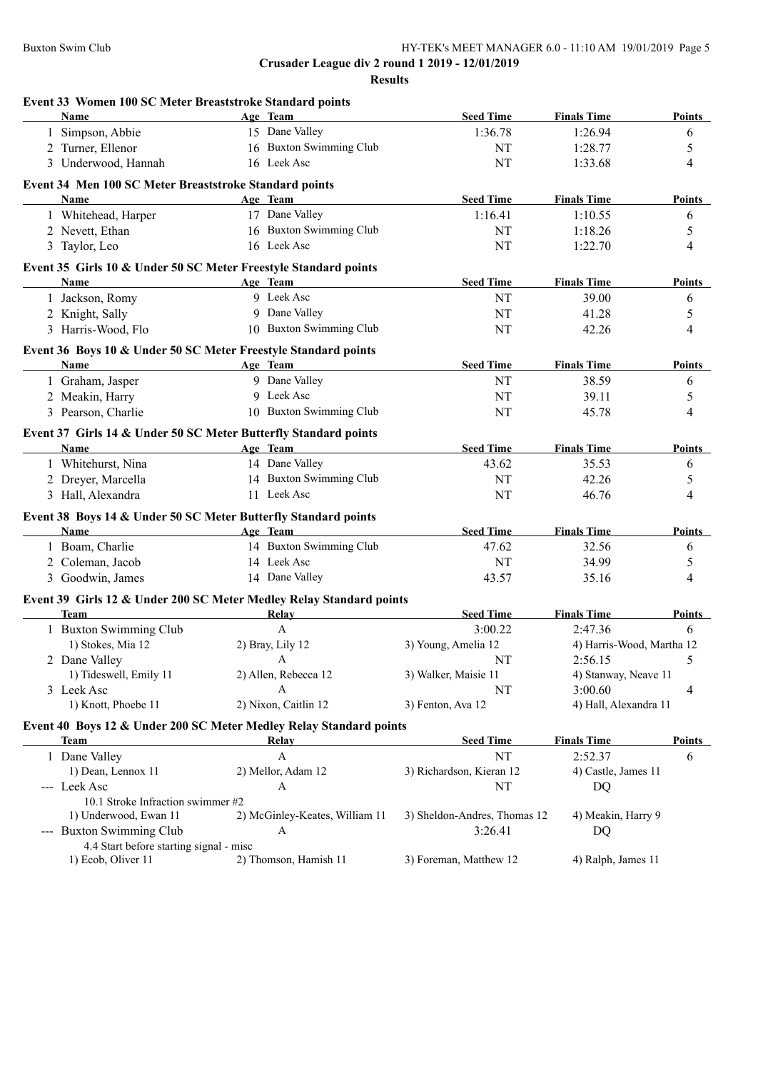**Crusader League div 2 round 1 2019 - 12/01/2019**

**Results**

### Event 33 Women 100 SC Meter Breaststroke Standard points

| | Name | Age | Team | Seed Time | Finals Time | Points |
|---|---|---|---|---|---|---|
| 1 | Simpson, Abbie | 15 | Dane Valley | 1:36.78 | 1:26.94 | 6 |
| 2 | Turner, Ellenor | 16 | Buxton Swimming Club | NT | 1:28.77 | 5 |
| 3 | Underwood, Hannah | 16 | Leek Asc | NT | 1:33.68 | 4 |

### Event 34 Men 100 SC Meter Breaststroke Standard points

| | Name | Age | Team | Seed Time | Finals Time | Points |
|---|---|---|---|---|---|---|
| 1 | Whitehead, Harper | 17 | Dane Valley | 1:16.41 | 1:10.55 | 6 |
| 2 | Nevett, Ethan | 16 | Buxton Swimming Club | NT | 1:18.26 | 5 |
| 3 | Taylor, Leo | 16 | Leek Asc | NT | 1:22.70 | 4 |

### Event 35 Girls 10 & Under 50 SC Meter Freestyle Standard points

| | Name | Age | Team | Seed Time | Finals Time | Points |
|---|---|---|---|---|---|---|
| 1 | Jackson, Romy | 9 | Leek Asc | NT | 39.00 | 6 |
| 2 | Knight, Sally | 9 | Dane Valley | NT | 41.28 | 5 |
| 3 | Harris-Wood, Flo | 10 | Buxton Swimming Club | NT | 42.26 | 4 |

### Event 36 Boys 10 & Under 50 SC Meter Freestyle Standard points

| | Name | Age | Team | Seed Time | Finals Time | Points |
|---|---|---|---|---|---|---|
| 1 | Graham, Jasper | 9 | Dane Valley | NT | 38.59 | 6 |
| 2 | Meakin, Harry | 9 | Leek Asc | NT | 39.11 | 5 |
| 3 | Pearson, Charlie | 10 | Buxton Swimming Club | NT | 45.78 | 4 |

### Event 37 Girls 14 & Under 50 SC Meter Butterfly Standard points

| | Name | Age | Team | Seed Time | Finals Time | Points |
|---|---|---|---|---|---|---|
| 1 | Whitehurst, Nina | 14 | Dane Valley | 43.62 | 35.53 | 6 |
| 2 | Dreyer, Marcella | 14 | Buxton Swimming Club | NT | 42.26 | 5 |
| 3 | Hall, Alexandra | 11 | Leek Asc | NT | 46.76 | 4 |

### Event 38 Boys 14 & Under 50 SC Meter Butterfly Standard points

| | Name | Age | Team | Seed Time | Finals Time | Points |
|---|---|---|---|---|---|---|
| 1 | Boam, Charlie | 14 | Buxton Swimming Club | 47.62 | 32.56 | 6 |
| 2 | Coleman, Jacob | 14 | Leek Asc | NT | 34.99 | 5 |
| 3 | Goodwin, James | 14 | Dane Valley | 43.57 | 35.16 | 4 |

### Event 39 Girls 12 & Under 200 SC Meter Medley Relay Standard points

| | Team | Relay | Seed Time | Finals Time | Points |
|---|---|---|---|---|---|
| 1 | Buxton Swimming Club | A | 3:00.22 | 2:47.36 | 6 |
| | 1) Stokes, Mia 12 | 2) Bray, Lily 12 | 3) Young, Amelia 12 | 4) Harris-Wood, Martha 12 | |
| 2 | Dane Valley | A | NT | 2:56.15 | 5 |
| | 1) Tideswell, Emily 11 | 2) Allen, Rebecca 12 | 3) Walker, Maisie 11 | 4) Stanway, Neave 11 | |
| 3 | Leek Asc | A | NT | 3:00.60 | 4 |
| | 1) Knott, Phoebe 11 | 2) Nixon, Caitlin 12 | 3) Fenton, Ava 12 | 4) Hall, Alexandra 11 | |

### Event 40 Boys 12 & Under 200 SC Meter Medley Relay Standard points

| | Team | Relay | Seed Time | Finals Time | Points |
|---|---|---|---|---|---|
| 1 | Dane Valley | A | NT | 2:52.37 | 6 |
| | 1) Dean, Lennox 11 | 2) Mellor, Adam 12 | 3) Richardson, Kieran 12 | 4) Castle, James 11 | |
| --- | Leek Asc | A | NT | DQ | |
| | 10.1 Stroke Infraction swimmer #2 | | | | |
| | 1) Underwood, Ewan 11 | 2) McGinley-Keates, William 11 | 3) Sheldon-Andres, Thomas 12 | 4) Meakin, Harry 9 | |
| --- | Buxton Swimming Club | A | 3:26.41 | DQ | |
| | 4.4 Start before starting signal - misc | | | | |
| | 1) Ecob, Oliver 11 | 2) Thomson, Hamish 11 | 3) Foreman, Matthew 12 | 4) Ralph, James 11 | |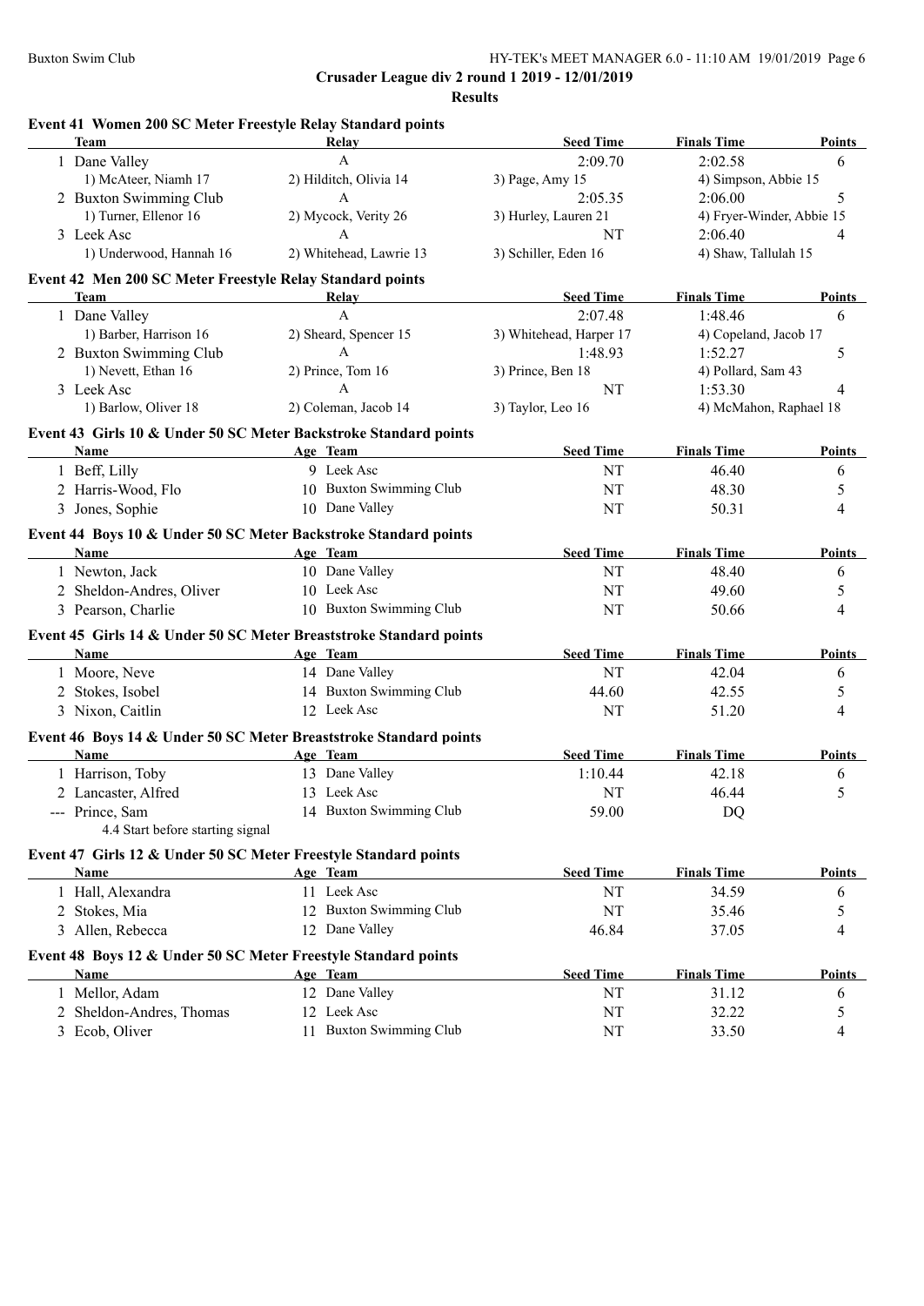Crusader League div 2 round 1 2019 - 12/01/2019

**Results**

### Event 41 Women 200 SC Meter Freestyle Relay Standard points

| Team | Relay | Seed Time | Finals Time | Points |
|---|---|---|---|---|
| 1 Dane Valley | A | 2:09.70 | 2:02.58 | 6 |
| 1) McAteer, Niamh 17 | 2) Hilditch, Olivia 14 | 3) Page, Amy 15 | 4) Simpson, Abbie 15 | |
| 2 Buxton Swimming Club | A | 2:05.35 | 2:06.00 | 5 |
| 1) Turner, Ellenor 16 | 2) Mycock, Verity 26 | 3) Hurley, Lauren 21 | 4) Fryer-Winder, Abbie 15 | |
| 3 Leek Asc | A | NT | 2:06.40 | 4 |
| 1) Underwood, Hannah 16 | 2) Whitehead, Lawrie 13 | 3) Schiller, Eden 16 | 4) Shaw, Tallulah 15 | |

### Event 42 Men 200 SC Meter Freestyle Relay Standard points

| Team | Relay | Seed Time | Finals Time | Points |
|---|---|---|---|---|
| 1 Dane Valley | A | 2:07.48 | 1:48.46 | 6 |
| 1) Barber, Harrison 16 | 2) Sheard, Spencer 15 | 3) Whitehead, Harper 17 | 4) Copeland, Jacob 17 | |
| 2 Buxton Swimming Club | A | 1:48.93 | 1:52.27 | 5 |
| 1) Nevett, Ethan 16 | 2) Prince, Tom 16 | 3) Prince, Ben 18 | 4) Pollard, Sam 43 | |
| 3 Leek Asc | A | NT | 1:53.30 | 4 |
| 1) Barlow, Oliver 18 | 2) Coleman, Jacob 14 | 3) Taylor, Leo 16 | 4) McMahon, Raphael 18 | |

### Event 43 Girls 10 & Under 50 SC Meter Backstroke Standard points

| Name | Age | Team | Seed Time | Finals Time | Points |
|---|---|---|---|---|---|
| 1 Beff, Lilly | 9 | Leek Asc | NT | 46.40 | 6 |
| 2 Harris-Wood, Flo | 10 | Buxton Swimming Club | NT | 48.30 | 5 |
| 3 Jones, Sophie | 10 | Dane Valley | NT | 50.31 | 4 |

### Event 44 Boys 10 & Under 50 SC Meter Backstroke Standard points

| Name | Age | Team | Seed Time | Finals Time | Points |
|---|---|---|---|---|---|
| 1 Newton, Jack | 10 | Dane Valley | NT | 48.40 | 6 |
| 2 Sheldon-Andres, Oliver | 10 | Leek Asc | NT | 49.60 | 5 |
| 3 Pearson, Charlie | 10 | Buxton Swimming Club | NT | 50.66 | 4 |

### Event 45 Girls 14 & Under 50 SC Meter Breaststroke Standard points

| Name | Age | Team | Seed Time | Finals Time | Points |
|---|---|---|---|---|---|
| 1 Moore, Neve | 14 | Dane Valley | NT | 42.04 | 6 |
| 2 Stokes, Isobel | 14 | Buxton Swimming Club | 44.60 | 42.55 | 5 |
| 3 Nixon, Caitlin | 12 | Leek Asc | NT | 51.20 | 4 |

### Event 46 Boys 14 & Under 50 SC Meter Breaststroke Standard points

| Name | Age | Team | Seed Time | Finals Time | Points |
|---|---|---|---|---|---|
| 1 Harrison, Toby | 13 | Dane Valley | 1:10.44 | 42.18 | 6 |
| 2 Lancaster, Alfred | 13 | Leek Asc | NT | 46.44 | 5 |
| --- Prince, Sam | 14 | Buxton Swimming Club | 59.00 | DQ | |
| 4.4 Start before starting signal | | | | | |

### Event 47 Girls 12 & Under 50 SC Meter Freestyle Standard points

| Name | Age | Team | Seed Time | Finals Time | Points |
|---|---|---|---|---|---|
| 1 Hall, Alexandra | 11 | Leek Asc | NT | 34.59 | 6 |
| 2 Stokes, Mia | 12 | Buxton Swimming Club | NT | 35.46 | 5 |
| 3 Allen, Rebecca | 12 | Dane Valley | 46.84 | 37.05 | 4 |

### Event 48 Boys 12 & Under 50 SC Meter Freestyle Standard points

| Name | Age | Team | Seed Time | Finals Time | Points |
|---|---|---|---|---|---|
| 1 Mellor, Adam | 12 | Dane Valley | NT | 31.12 | 6 |
| 2 Sheldon-Andres, Thomas | 12 | Leek Asc | NT | 32.22 | 5 |
| 3 Ecob, Oliver | 11 | Buxton Swimming Club | NT | 33.50 | 4 |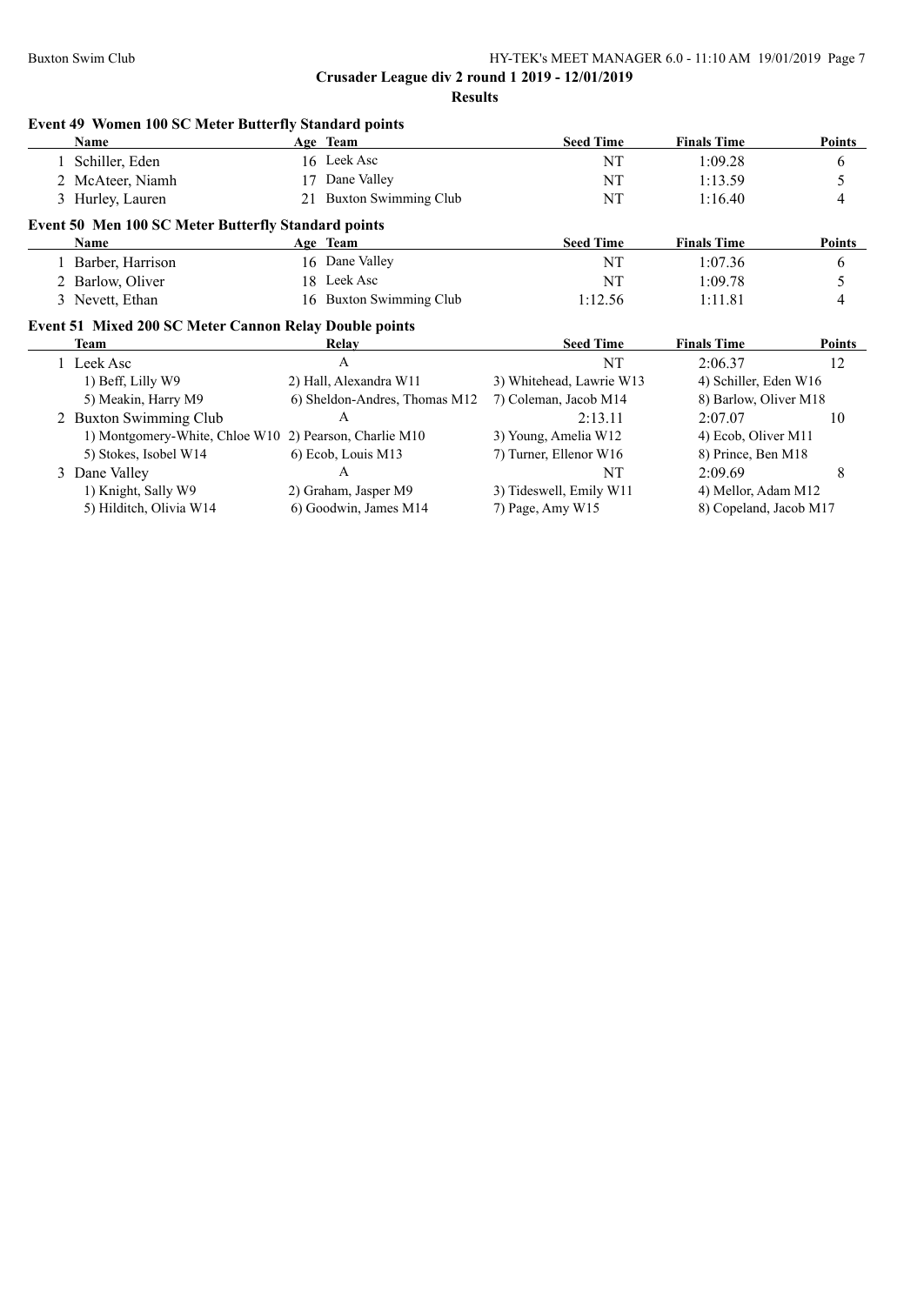**Crusader League div 2 round 1 2019 - 12/01/2019**

**Results**

### Event 49 Women 100 SC Meter Butterfly Standard points

| | Name | Age | Team | Seed Time | Finals Time | Points |
|---|---|---|---|---|---|---|
| 1 | Schiller, Eden | 16 | Leek Asc | NT | 1:09.28 | 6 |
| 2 | McAteer, Niamh | 17 | Dane Valley | NT | 1:13.59 | 5 |
| 3 | Hurley, Lauren | 21 | Buxton Swimming Club | NT | 1:16.40 | 4 |

### Event 50 Men 100 SC Meter Butterfly Standard points

| | Name | Age | Team | Seed Time | Finals Time | Points |
|---|---|---|---|---|---|---|
| 1 | Barber, Harrison | 16 | Dane Valley | NT | 1:07.36 | 6 |
| 2 | Barlow, Oliver | 18 | Leek Asc | NT | 1:09.78 | 5 |
| 3 | Nevett, Ethan | 16 | Buxton Swimming Club | 1:12.56 | 1:11.81 | 4 |

### Event 51 Mixed 200 SC Meter Cannon Relay Double points

| | Team | Relay | Seed Time | Finals Time | Points |
|---|---|---|---|---|---|
| 1 | Leek Asc | A | NT | 2:06.37 | 12 |
| | 1) Beff, Lilly W9 | 2) Hall, Alexandra W11 | 3) Whitehead, Lawrie W13 | 4) Schiller, Eden W16 | |
| | 5) Meakin, Harry M9 | 6) Sheldon-Andres, Thomas M12 | 7) Coleman, Jacob M14 | 8) Barlow, Oliver M18 | |
| 2 | Buxton Swimming Club | A | 2:13.11 | 2:07.07 | 10 |
| | 1) Montgomery-White, Chloe W10 | 2) Pearson, Charlie M10 | 3) Young, Amelia W12 | 4) Ecob, Oliver M11 | |
| | 5) Stokes, Isobel W14 | 6) Ecob, Louis M13 | 7) Turner, Ellenor W16 | 8) Prince, Ben M18 | |
| 3 | Dane Valley | A | NT | 2:09.69 | 8 |
| | 1) Knight, Sally W9 | 2) Graham, Jasper M9 | 3) Tideswell, Emily W11 | 4) Mellor, Adam M12 | |
| | 5) Hilditch, Olivia W14 | 6) Goodwin, James M14 | 7) Page, Amy W15 | 8) Copeland, Jacob M17 | |